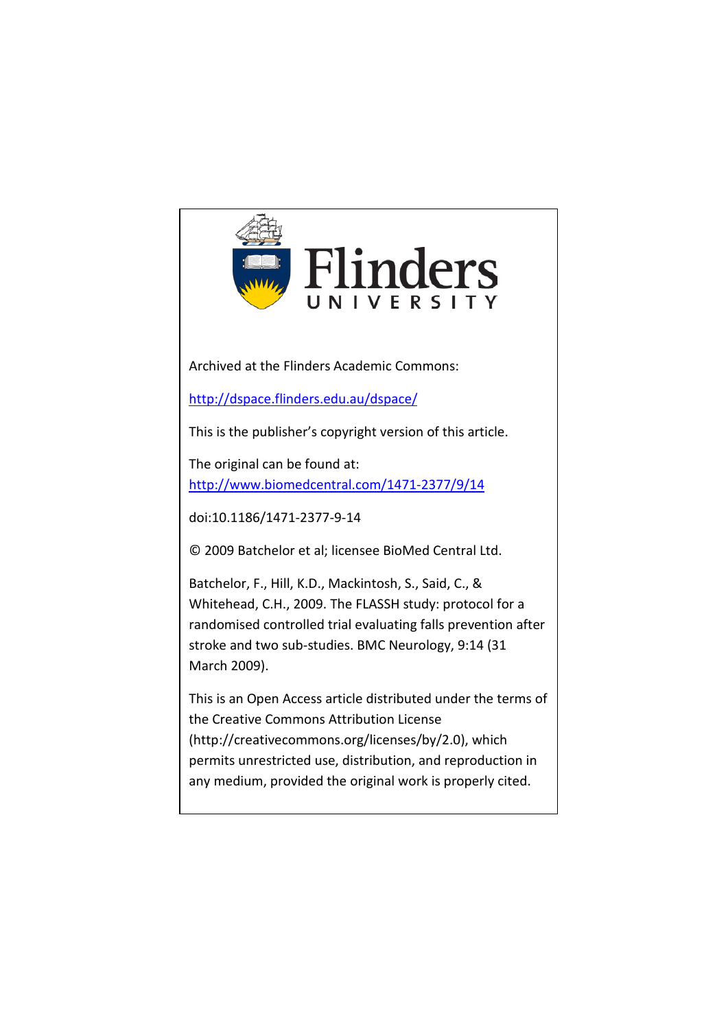Flinders UNIVERSITY

Archived at the Flinders Academic Commons:

[http://dspace.flinders.edu.au/dspace/](http://dspace.flinders.edu.au/dspace/)

This is the publisher's copyright version of this article.

The original can be found at: [http://www.biomedcentral.com/1471-2377/9/14](http://www.biomedcentral.com/1471-2377/9/14)

doi:10.1186/1471-2377-9-14

© 2009 Batchelor et al; licensee BioMed Central Ltd.

Batchelor, F., Hill, K.D., Mackintosh, S., Said, C., & Whitehead, C.H., 2009. The FLASSH study: protocol for a randomised controlled trial evaluating falls prevention after stroke and two sub-studies. BMC Neurology, 9:14 (31 March 2009).

This is an Open Access article distributed under the terms of the Creative Commons Attribution License (http://creativecommons.org/licenses/by/2.0), which permits unrestricted use, distribution, and reproduction in any medium, provided the original work is properly cited.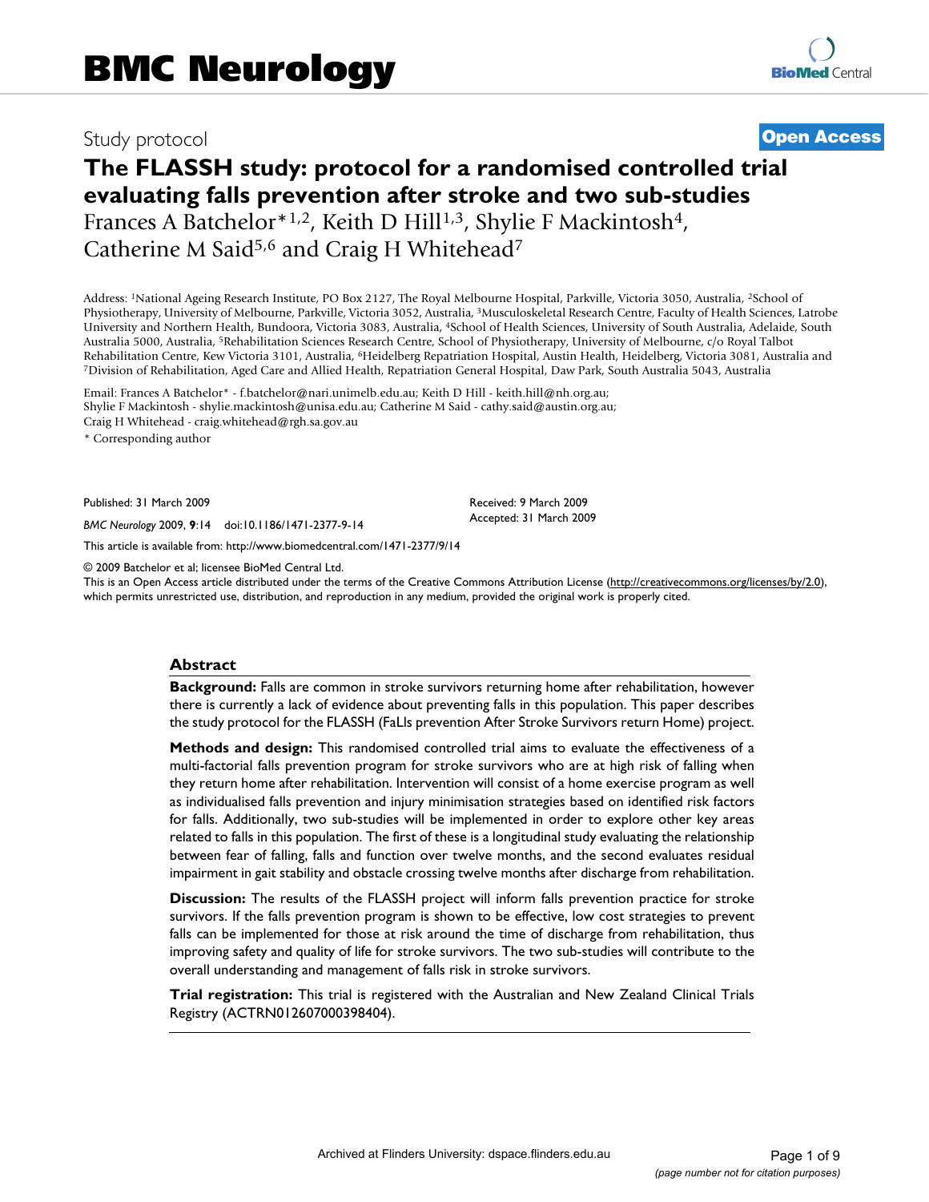# BMC Neurology

Study protocol

**Open Access**

# The FLASSH study: protocol for a randomised controlled trial evaluating falls prevention after stroke and two sub-studies

Frances A Batchelor*[1,2], Keith D Hill[1,3], Shylie F Mackintosh[4], Catherine M Said[5,6] and Craig H Whitehead[7]

Address: [1]National Ageing Research Institute, PO Box 2127, The Royal Melbourne Hospital, Parkville, Victoria 3050, Australia, [2]School of Physiotherapy, University of Melbourne, Parkville, Victoria 3052, Australia, [3]Musculoskeletal Research Centre, Faculty of Health Sciences, Latrobe University and Northern Health, Bundoora, Victoria 3083, Australia, [4]School of Health Sciences, University of South Australia, Adelaide, South Australia 5000, Australia, [5]Rehabilitation Sciences Research Centre, School of Physiotherapy, University of Melbourne, c/o Royal Talbot Rehabilitation Centre, Kew Victoria 3101, Australia, [6]Heidelberg Repatriation Hospital, Austin Health, Heidelberg, Victoria 3081, Australia and [7]Division of Rehabilitation, Aged Care and Allied Health, Repatriation General Hospital, Daw Park, South Australia 5043, Australia

Email: Frances A Batchelor* - f.batchelor@nari.unimelb.edu.au; Keith D Hill - keith.hill@nh.org.au; Shylie F Mackintosh - shylie.mackintosh@unisa.edu.au; Catherine M Said - cathy.said@austin.org.au; Craig H Whitehead - craig.whitehead@rgh.sa.gov.au

* Corresponding author

Published: 31 March 2009

*BMC Neurology* 2009, **9**:14 doi:10.1186/1471-2377-9-14

Received: 9 March 2009
Accepted: 31 March 2009

This article is available from: http://www.biomedcentral.com/1471-2377/9/14

© 2009 Batchelor et al; licensee BioMed Central Ltd.
This is an Open Access article distributed under the terms of the Creative Commons Attribution License (http://creativecommons.org/licenses/by/2.0), which permits unrestricted use, distribution, and reproduction in any medium, provided the original work is properly cited.

## Abstract

**Background:** Falls are common in stroke survivors returning home after rehabilitation, however there is currently a lack of evidence about preventing falls in this population. This paper describes the study protocol for the FLASSH (FaLls prevention After Stroke Survivors return Home) project.

**Methods and design:** This randomised controlled trial aims to evaluate the effectiveness of a multi-factorial falls prevention program for stroke survivors who are at high risk of falling when they return home after rehabilitation. Intervention will consist of a home exercise program as well as individualised falls prevention and injury minimisation strategies based on identified risk factors for falls. Additionally, two sub-studies will be implemented in order to explore other key areas related to falls in this population. The first of these is a longitudinal study evaluating the relationship between fear of falling, falls and function over twelve months, and the second evaluates residual impairment in gait stability and obstacle crossing twelve months after discharge from rehabilitation.

**Discussion:** The results of the FLASSH project will inform falls prevention practice for stroke survivors. If the falls prevention program is shown to be effective, low cost strategies to prevent falls can be implemented for those at risk around the time of discharge from rehabilitation, thus improving safety and quality of life for stroke survivors. The two sub-studies will contribute to the overall understanding and management of falls risk in stroke survivors.

**Trial registration:** This trial is registered with the Australian and New Zealand Clinical Trials Registry (ACTRN012607000398404).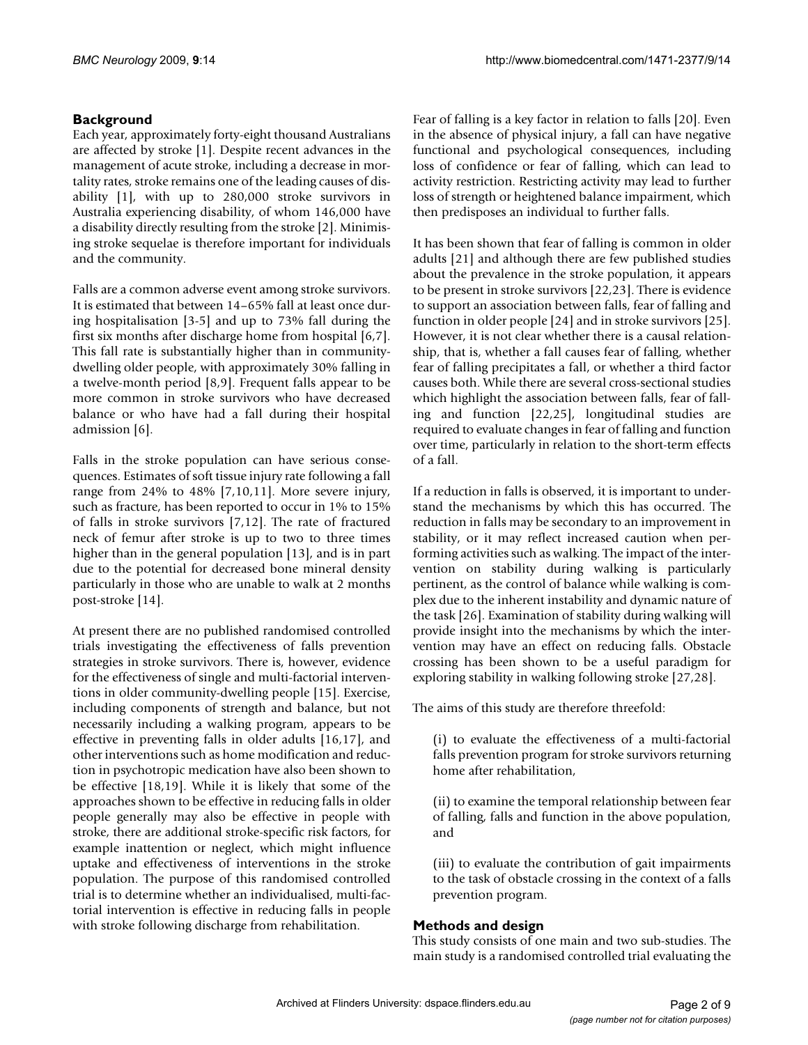## Background

Each year, approximately forty-eight thousand Australians are affected by stroke [1]. Despite recent advances in the management of acute stroke, including a decrease in mortality rates, stroke remains one of the leading causes of disability [1], with up to 280,000 stroke survivors in Australia experiencing disability, of whom 146,000 have a disability directly resulting from the stroke [2]. Minimising stroke sequelae is therefore important for individuals and the community.

Falls are a common adverse event among stroke survivors. It is estimated that between 14–65% fall at least once during hospitalisation [3-5] and up to 73% fall during the first six months after discharge home from hospital [6,7]. This fall rate is substantially higher than in community-dwelling older people, with approximately 30% falling in a twelve-month period [8,9]. Frequent falls appear to be more common in stroke survivors who have decreased balance or who have had a fall during their hospital admission [6].

Falls in the stroke population can have serious consequences. Estimates of soft tissue injury rate following a fall range from 24% to 48% [7,10,11]. More severe injury, such as fracture, has been reported to occur in 1% to 15% of falls in stroke survivors [7,12]. The rate of fractured neck of femur after stroke is up to two to three times higher than in the general population [13], and is in part due to the potential for decreased bone mineral density particularly in those who are unable to walk at 2 months post-stroke [14].

At present there are no published randomised controlled trials investigating the effectiveness of falls prevention strategies in stroke survivors. There is, however, evidence for the effectiveness of single and multi-factorial interventions in older community-dwelling people [15]. Exercise, including components of strength and balance, but not necessarily including a walking program, appears to be effective in preventing falls in older adults [16,17], and other interventions such as home modification and reduction in psychotropic medication have also been shown to be effective [18,19]. While it is likely that some of the approaches shown to be effective in reducing falls in older people generally may also be effective in people with stroke, there are additional stroke-specific risk factors, for example inattention or neglect, which might influence uptake and effectiveness of interventions in the stroke population. The purpose of this randomised controlled trial is to determine whether an individualised, multi-factorial intervention is effective in reducing falls in people with stroke following discharge from rehabilitation.

Fear of falling is a key factor in relation to falls [20]. Even in the absence of physical injury, a fall can have negative functional and psychological consequences, including loss of confidence or fear of falling, which can lead to activity restriction. Restricting activity may lead to further loss of strength or heightened balance impairment, which then predisposes an individual to further falls.

It has been shown that fear of falling is common in older adults [21] and although there are few published studies about the prevalence in the stroke population, it appears to be present in stroke survivors [22,23]. There is evidence to support an association between falls, fear of falling and function in older people [24] and in stroke survivors [25]. However, it is not clear whether there is a causal relationship, that is, whether a fall causes fear of falling, whether fear of falling precipitates a fall, or whether a third factor causes both. While there are several cross-sectional studies which highlight the association between falls, fear of falling and function [22,25], longitudinal studies are required to evaluate changes in fear of falling and function over time, particularly in relation to the short-term effects of a fall.

If a reduction in falls is observed, it is important to understand the mechanisms by which this has occurred. The reduction in falls may be secondary to an improvement in stability, or it may reflect increased caution when performing activities such as walking. The impact of the intervention on stability during walking is particularly pertinent, as the control of balance while walking is complex due to the inherent instability and dynamic nature of the task [26]. Examination of stability during walking will provide insight into the mechanisms by which the intervention may have an effect on reducing falls. Obstacle crossing has been shown to be a useful paradigm for exploring stability in walking following stroke [27,28].

The aims of this study are therefore threefold:

(i) to evaluate the effectiveness of a multi-factorial falls prevention program for stroke survivors returning home after rehabilitation,

(ii) to examine the temporal relationship between fear of falling, falls and function in the above population, and

(iii) to evaluate the contribution of gait impairments to the task of obstacle crossing in the context of a falls prevention program.

## Methods and design

This study consists of one main and two sub-studies. The main study is a randomised controlled trial evaluating the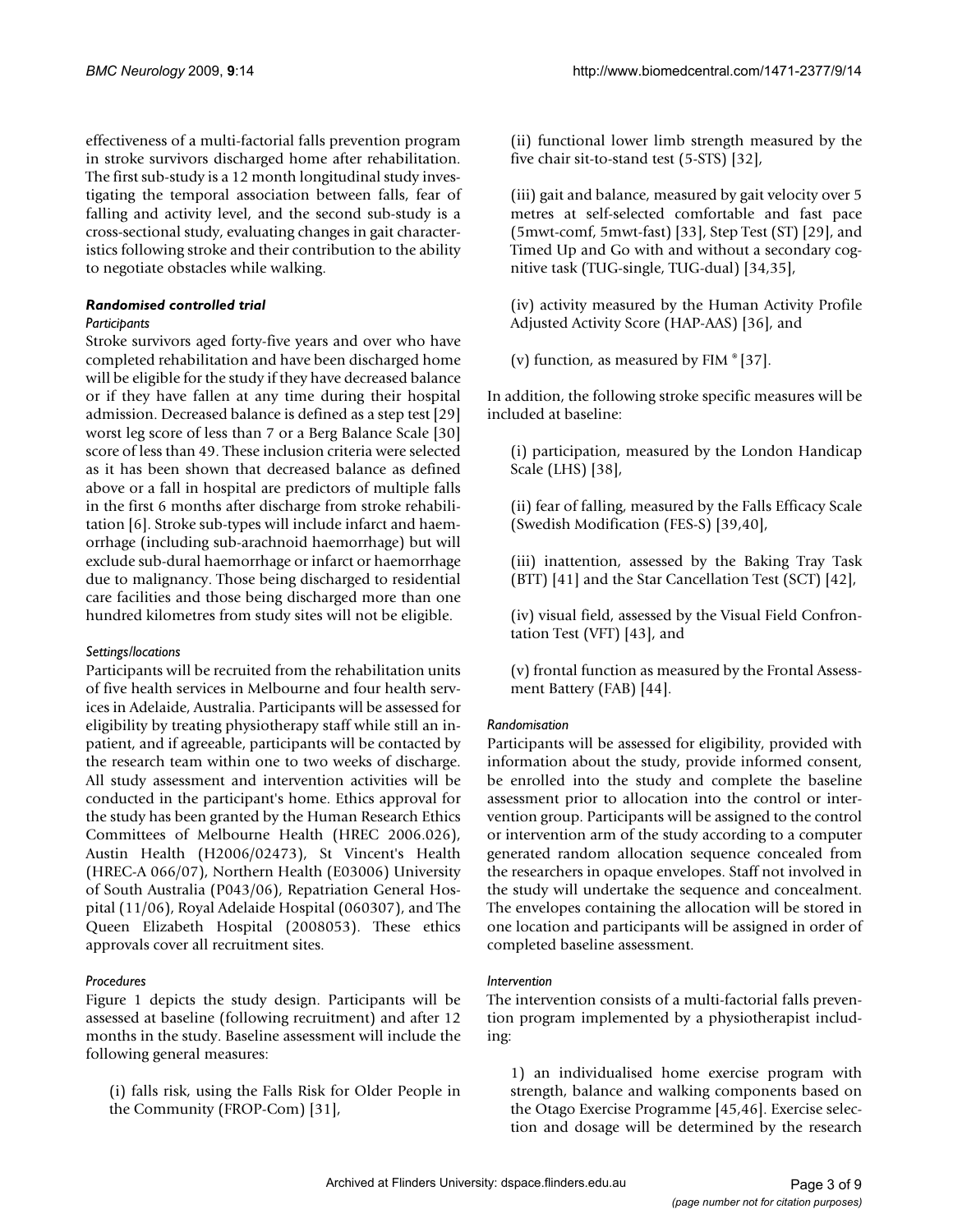effectiveness of a multi-factorial falls prevention program in stroke survivors discharged home after rehabilitation. The first sub-study is a 12 month longitudinal study investigating the temporal association between falls, fear of falling and activity level, and the second sub-study is a cross-sectional study, evaluating changes in gait characteristics following stroke and their contribution to the ability to negotiate obstacles while walking.

### *Randomised controlled trial*

#### *Participants*

Stroke survivors aged forty-five years and over who have completed rehabilitation and have been discharged home will be eligible for the study if they have decreased balance or if they have fallen at any time during their hospital admission. Decreased balance is defined as a step test [29] worst leg score of less than 7 or a Berg Balance Scale [30] score of less than 49. These inclusion criteria were selected as it has been shown that decreased balance as defined above or a fall in hospital are predictors of multiple falls in the first 6 months after discharge from stroke rehabilitation [6]. Stroke sub-types will include infarct and haemorrhage (including sub-arachnoid haemorrhage) but will exclude sub-dural haemorrhage or infarct or haemorrhage due to malignancy. Those being discharged to residential care facilities and those being discharged more than one hundred kilometres from study sites will not be eligible.

#### *Settings/locations*

Participants will be recruited from the rehabilitation units of five health services in Melbourne and four health services in Adelaide, Australia. Participants will be assessed for eligibility by treating physiotherapy staff while still an in-patient, and if agreeable, participants will be contacted by the research team within one to two weeks of discharge. All study assessment and intervention activities will be conducted in the participant's home. Ethics approval for the study has been granted by the Human Research Ethics Committees of Melbourne Health (HREC 2006.026), Austin Health (H2006/02473), St Vincent's Health (HREC-A 066/07), Northern Health (E03006) University of South Australia (P043/06), Repatriation General Hospital (11/06), Royal Adelaide Hospital (060307), and The Queen Elizabeth Hospital (2008053). These ethics approvals cover all recruitment sites.

#### *Procedures*

Figure 1 depicts the study design. Participants will be assessed at baseline (following recruitment) and after 12 months in the study. Baseline assessment will include the following general measures:

(i) falls risk, using the Falls Risk for Older People in the Community (FROP-Com) [31],

(ii) functional lower limb strength measured by the five chair sit-to-stand test (5-STS) [32],

(iii) gait and balance, measured by gait velocity over 5 metres at self-selected comfortable and fast pace (5mwt-comf, 5mwt-fast) [33], Step Test (ST) [29], and Timed Up and Go with and without a secondary cognitive task (TUG-single, TUG-dual) [34,35],

(iv) activity measured by the Human Activity Profile Adjusted Activity Score (HAP-AAS) [36], and

(v) function, as measured by FIM ® [37].

In addition, the following stroke specific measures will be included at baseline:

(i) participation, measured by the London Handicap Scale (LHS) [38],

(ii) fear of falling, measured by the Falls Efficacy Scale (Swedish Modification (FES-S) [39,40],

(iii) inattention, assessed by the Baking Tray Task (BTT) [41] and the Star Cancellation Test (SCT) [42],

(iv) visual field, assessed by the Visual Field Confrontation Test (VFT) [43], and

(v) frontal function as measured by the Frontal Assessment Battery (FAB) [44].

#### *Randomisation*

Participants will be assessed for eligibility, provided with information about the study, provide informed consent, be enrolled into the study and complete the baseline assessment prior to allocation into the control or intervention group. Participants will be assigned to the control or intervention arm of the study according to a computer generated random allocation sequence concealed from the researchers in opaque envelopes. Staff not involved in the study will undertake the sequence and concealment. The envelopes containing the allocation will be stored in one location and participants will be assigned in order of completed baseline assessment.

#### *Intervention*

The intervention consists of a multi-factorial falls prevention program implemented by a physiotherapist including:

1) an individualised home exercise program with strength, balance and walking components based on the Otago Exercise Programme [45,46]. Exercise selection and dosage will be determined by the research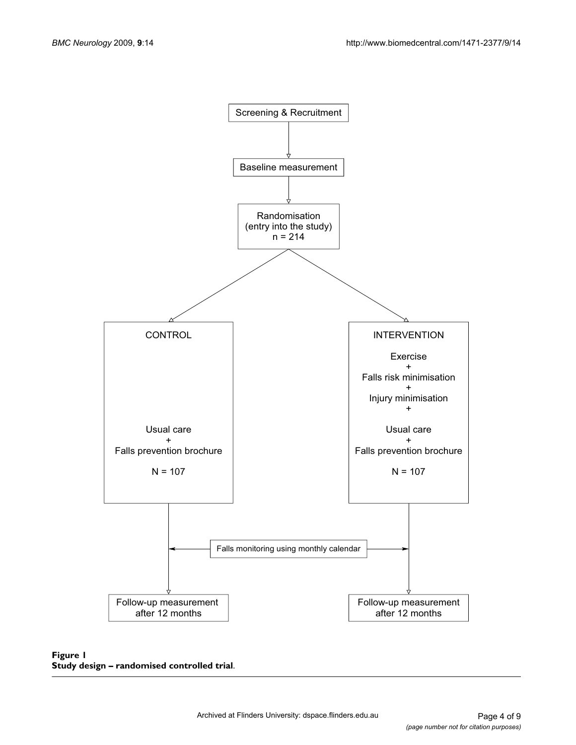Screening & Recruitment

Baseline measurement

Randomisation (entry into the study) n = 214

CONTROL

Usual care + Falls prevention brochure

N = 107

INTERVENTION

Exercise + Falls risk minimisation + Injury minimisation + Usual care + Falls prevention brochure

N = 107

Falls monitoring using monthly calendar

Follow-up measurement after 12 months

Follow-up measurement after 12 months

**Figure 1**
**Study design – randomised controlled trial**.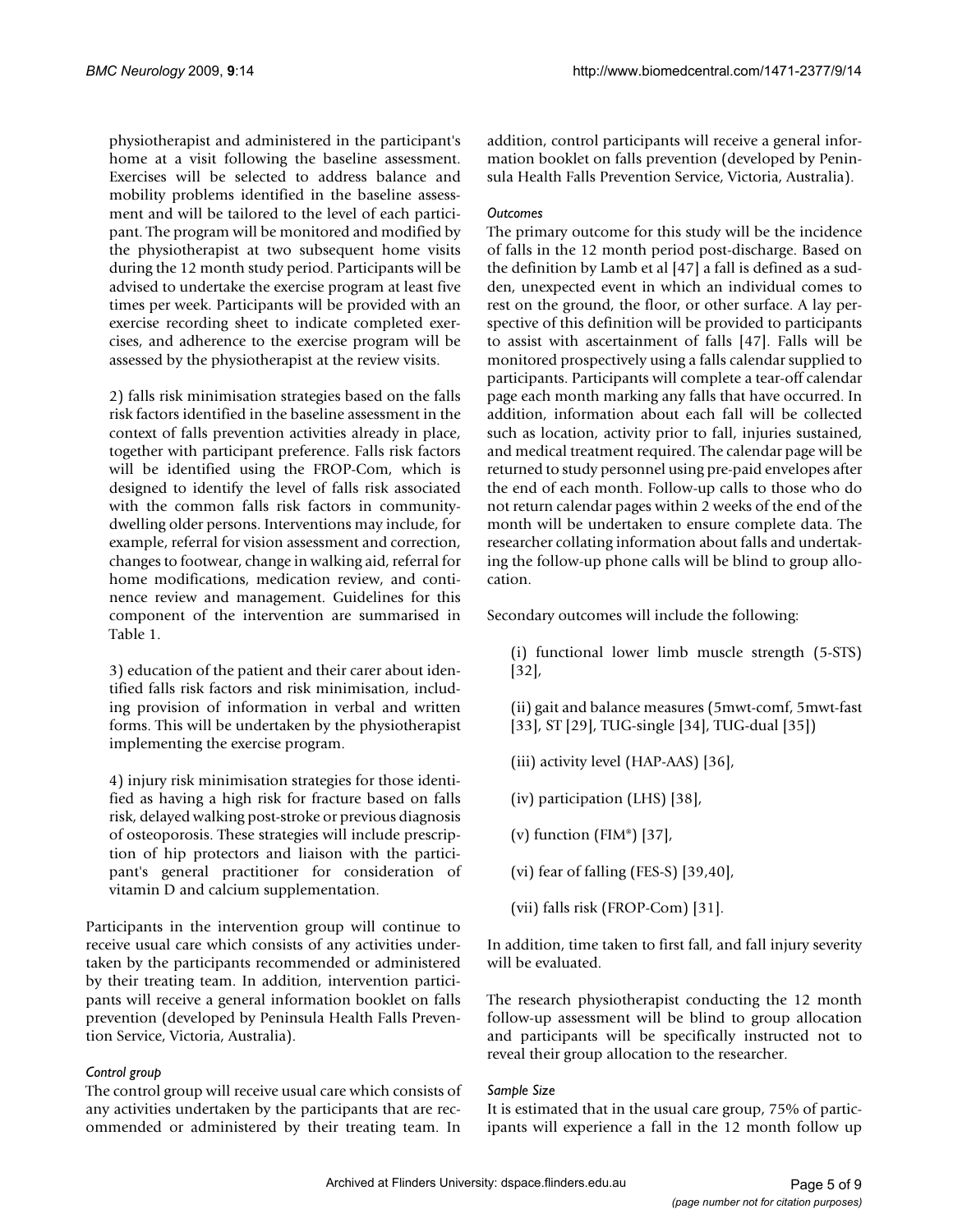physiotherapist and administered in the participant's home at a visit following the baseline assessment. Exercises will be selected to address balance and mobility problems identified in the baseline assessment and will be tailored to the level of each participant. The program will be monitored and modified by the physiotherapist at two subsequent home visits during the 12 month study period. Participants will be advised to undertake the exercise program at least five times per week. Participants will be provided with an exercise recording sheet to indicate completed exercises, and adherence to the exercise program will be assessed by the physiotherapist at the review visits.

2) falls risk minimisation strategies based on the falls risk factors identified in the baseline assessment in the context of falls prevention activities already in place, together with participant preference. Falls risk factors will be identified using the FROP-Com, which is designed to identify the level of falls risk associated with the common falls risk factors in community-dwelling older persons. Interventions may include, for example, referral for vision assessment and correction, changes to footwear, change in walking aid, referral for home modifications, medication review, and continence review and management. Guidelines for this component of the intervention are summarised in Table 1.

3) education of the patient and their carer about identified falls risk factors and risk minimisation, including provision of information in verbal and written forms. This will be undertaken by the physiotherapist implementing the exercise program.

4) injury risk minimisation strategies for those identified as having a high risk for fracture based on falls risk, delayed walking post-stroke or previous diagnosis of osteoporosis. These strategies will include prescription of hip protectors and liaison with the participant's general practitioner for consideration of vitamin D and calcium supplementation.

Participants in the intervention group will continue to receive usual care which consists of any activities undertaken by the participants recommended or administered by their treating team. In addition, intervention participants will receive a general information booklet on falls prevention (developed by Peninsula Health Falls Prevention Service, Victoria, Australia).

#### *Control group*

The control group will receive usual care which consists of any activities undertaken by the participants that are recommended or administered by their treating team. In addition, control participants will receive a general information booklet on falls prevention (developed by Peninsula Health Falls Prevention Service, Victoria, Australia).

#### *Outcomes*

The primary outcome for this study will be the incidence of falls in the 12 month period post-discharge. Based on the definition by Lamb et al [47] a fall is defined as a sudden, unexpected event in which an individual comes to rest on the ground, the floor, or other surface. A lay perspective of this definition will be provided to participants to assist with ascertainment of falls [47]. Falls will be monitored prospectively using a falls calendar supplied to participants. Participants will complete a tear-off calendar page each month marking any falls that have occurred. In addition, information about each fall will be collected such as location, activity prior to fall, injuries sustained, and medical treatment required. The calendar page will be returned to study personnel using pre-paid envelopes after the end of each month. Follow-up calls to those who do not return calendar pages within 2 weeks of the end of the month will be undertaken to ensure complete data. The researcher collating information about falls and undertaking the follow-up phone calls will be blind to group allocation.

Secondary outcomes will include the following:

(i) functional lower limb muscle strength (5-STS) [32],

(ii) gait and balance measures (5mwt-comf, 5mwt-fast [33], ST [29], TUG-single [34], TUG-dual [35])

(iii) activity level (HAP-AAS) [36],

(iv) participation (LHS) [38],

(v) function (FIM®) [37],

(vi) fear of falling (FES-S) [39,40],

(vii) falls risk (FROP-Com) [31].

In addition, time taken to first fall, and fall injury severity will be evaluated.

The research physiotherapist conducting the 12 month follow-up assessment will be blind to group allocation and participants will be specifically instructed not to reveal their group allocation to the researcher.

#### *Sample Size*

It is estimated that in the usual care group, 75% of participants will experience a fall in the 12 month follow up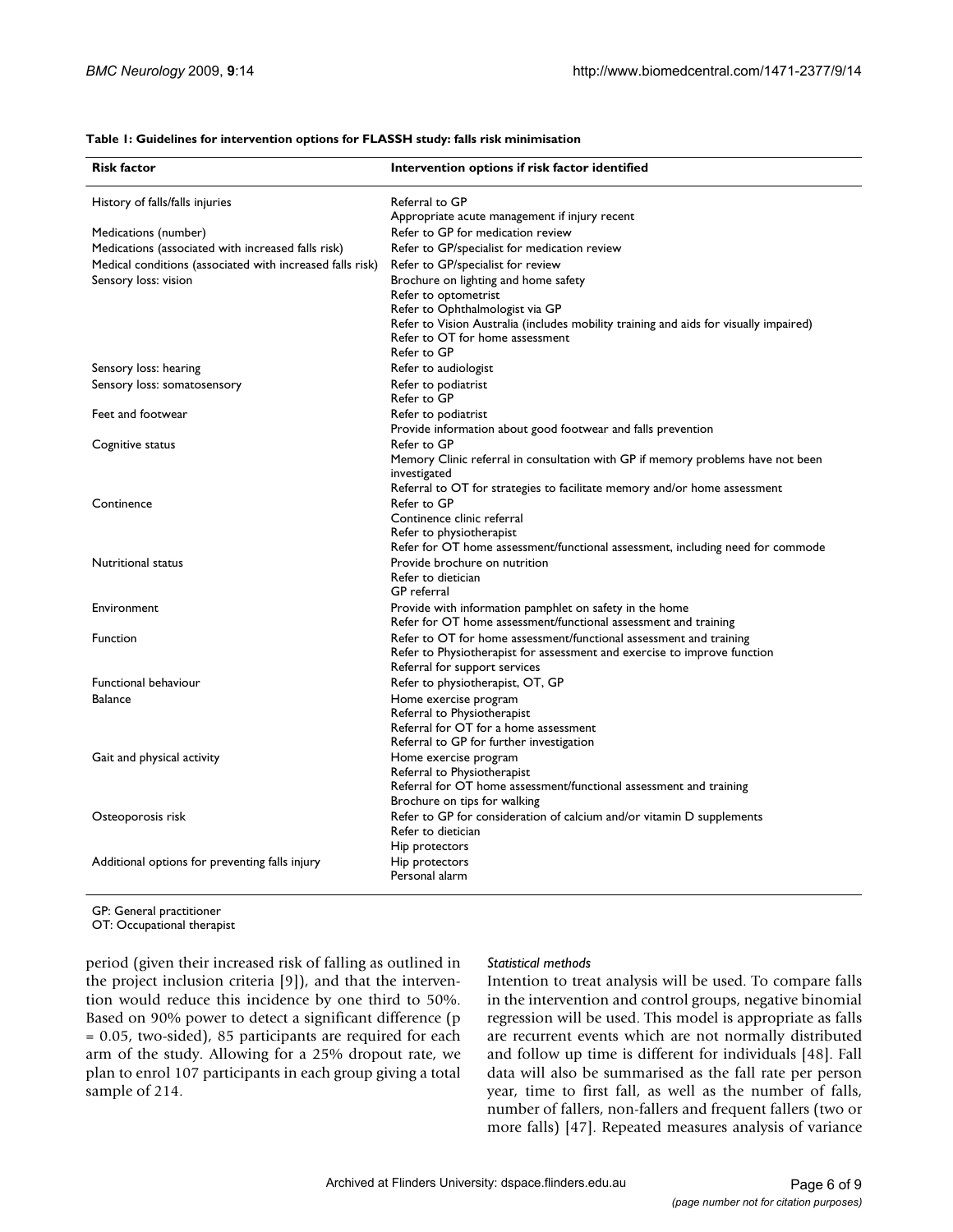**Table 1: Guidelines for intervention options for FLASSH study: falls risk minimisation**

| Risk factor | Intervention options if risk factor identified |
|---|---|
| History of falls/falls injuries | Referral to GP<br>Appropriate acute management if injury recent |
| Medications (number) | Refer to GP for medication review |
| Medications (associated with increased falls risk) | Refer to GP/specialist for medication review |
| Medical conditions (associated with increased falls risk) | Refer to GP/specialist for review |
| Sensory loss: vision | Brochure on lighting and home safety<br>Refer to optometrist<br>Refer to Ophthalmologist via GP<br>Refer to Vision Australia (includes mobility training and aids for visually impaired)<br>Refer to OT for home assessment<br>Refer to GP |
| Sensory loss: hearing | Refer to audiologist |
| Sensory loss: somatosensory | Refer to podiatrist<br>Refer to GP |
| Feet and footwear | Refer to podiatrist<br>Provide information about good footwear and falls prevention |
| Cognitive status | Refer to GP<br>Memory Clinic referral in consultation with GP if memory problems have not been investigated<br>Referral to OT for strategies to facilitate memory and/or home assessment |
| Continence | Refer to GP<br>Continence clinic referral<br>Refer to physiotherapist<br>Refer for OT home assessment/functional assessment, including need for commode |
| Nutritional status | Provide brochure on nutrition<br>Refer to dietician<br>GP referral |
| Environment | Provide with information pamphlet on safety in the home<br>Refer for OT home assessment/functional assessment and training |
| Function | Refer to OT for home assessment/functional assessment and training<br>Refer to Physiotherapist for assessment and exercise to improve function<br>Referral for support services |
| Functional behaviour | Refer to physiotherapist, OT, GP |
| Balance | Home exercise program<br>Referral to Physiotherapist<br>Referral for OT for a home assessment<br>Referral to GP for further investigation |
| Gait and physical activity | Home exercise program<br>Referral to Physiotherapist<br>Referral for OT home assessment/functional assessment and training<br>Brochure on tips for walking |
| Osteoporosis risk | Refer to GP for consideration of calcium and/or vitamin D supplements<br>Refer to dietician<br>Hip protectors |
| Additional options for preventing falls injury | Hip protectors<br>Personal alarm |

GP: General practitioner
OT: Occupational therapist

period (given their increased risk of falling as outlined in the project inclusion criteria [9]), and that the intervention would reduce this incidence by one third to 50%. Based on 90% power to detect a significant difference ($p = 0.05$, two-sided), 85 participants are required for each arm of the study. Allowing for a 25% dropout rate, we plan to enrol 107 participants in each group giving a total sample of 214.

*Statistical methods*

Intention to treat analysis will be used. To compare falls in the intervention and control groups, negative binomial regression will be used. This model is appropriate as falls are recurrent events which are not normally distributed and follow up time is different for individuals [48]. Fall data will also be summarised as the fall rate per person year, time to first fall, as well as the number of falls, number of fallers, non-fallers and frequent fallers (two or more falls) [47]. Repeated measures analysis of variance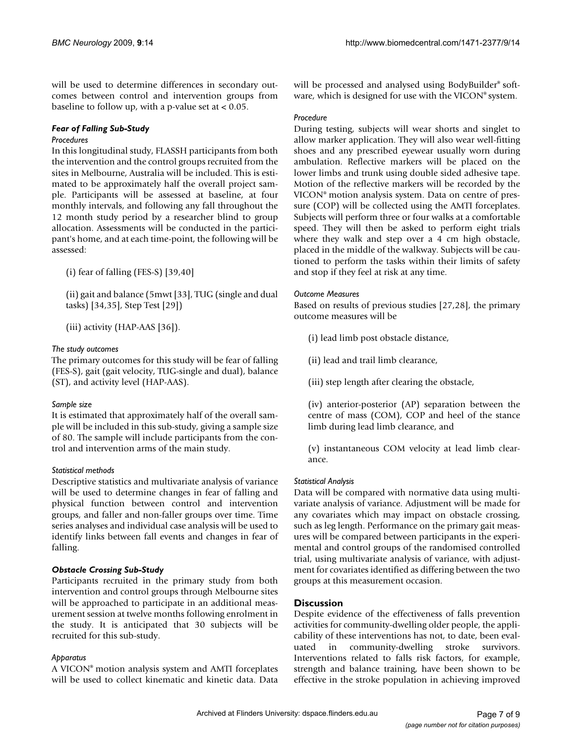will be used to determine differences in secondary outcomes between control and intervention groups from baseline to follow up, with a p-value set at < 0.05.

### *Fear of Falling Sub-Study*

#### *Procedures*

In this longitudinal study, FLASSH participants from both the intervention and the control groups recruited from the sites in Melbourne, Australia will be included. This is estimated to be approximately half the overall project sample. Participants will be assessed at baseline, at four monthly intervals, and following any fall throughout the 12 month study period by a researcher blind to group allocation. Assessments will be conducted in the participant's home, and at each time-point, the following will be assessed:

(i) fear of falling (FES-S) [39,40]

(ii) gait and balance (5mwt [33], TUG (single and dual tasks) [34,35], Step Test [29])

(iii) activity (HAP-AAS [36]).

#### *The study outcomes*

The primary outcomes for this study will be fear of falling (FES-S), gait (gait velocity, TUG-single and dual), balance (ST), and activity level (HAP-AAS).

#### *Sample size*

It is estimated that approximately half of the overall sample will be included in this sub-study, giving a sample size of 80. The sample will include participants from the control and intervention arms of the main study.

#### *Statistical methods*

Descriptive statistics and multivariate analysis of variance will be used to determine changes in fear of falling and physical function between control and intervention groups, and faller and non-faller groups over time. Time series analyses and individual case analysis will be used to identify links between fall events and changes in fear of falling.

### *Obstacle Crossing Sub-Study*

Participants recruited in the primary study from both intervention and control groups through Melbourne sites will be approached to participate in an additional measurement session at twelve months following enrolment in the study. It is anticipated that 30 subjects will be recruited for this sub-study.

#### *Apparatus*

A VICON® motion analysis system and AMTI forceplates will be used to collect kinematic and kinetic data. Data will be processed and analysed using BodyBuilder® software, which is designed for use with the VICON® system.

#### *Procedure*

During testing, subjects will wear shorts and singlet to allow marker application. They will also wear well-fitting shoes and any prescribed eyewear usually worn during ambulation. Reflective markers will be placed on the lower limbs and trunk using double sided adhesive tape. Motion of the reflective markers will be recorded by the VICON® motion analysis system. Data on centre of pressure (COP) will be collected using the AMTI forceplates. Subjects will perform three or four walks at a comfortable speed. They will then be asked to perform eight trials where they walk and step over a 4 cm high obstacle, placed in the middle of the walkway. Subjects will be cautioned to perform the tasks within their limits of safety and stop if they feel at risk at any time.

#### *Outcome Measures*

Based on results of previous studies [27,28], the primary outcome measures will be

(i) lead limb post obstacle distance,

(ii) lead and trail limb clearance,

(iii) step length after clearing the obstacle,

(iv) anterior-posterior (AP) separation between the centre of mass (COM), COP and heel of the stance limb during lead limb clearance, and

(v) instantaneous COM velocity at lead limb clearance.

#### *Statistical Analysis*

Data will be compared with normative data using multivariate analysis of variance. Adjustment will be made for any covariates which may impact on obstacle crossing, such as leg length. Performance on the primary gait measures will be compared between participants in the experimental and control groups of the randomised controlled trial, using multivariate analysis of variance, with adjustment for covariates identified as differing between the two groups at this measurement occasion.

## Discussion

Despite evidence of the effectiveness of falls prevention activities for community-dwelling older people, the applicability of these interventions has not, to date, been evaluated in community-dwelling stroke survivors. Interventions related to falls risk factors, for example, strength and balance training, have been shown to be effective in the stroke population in achieving improved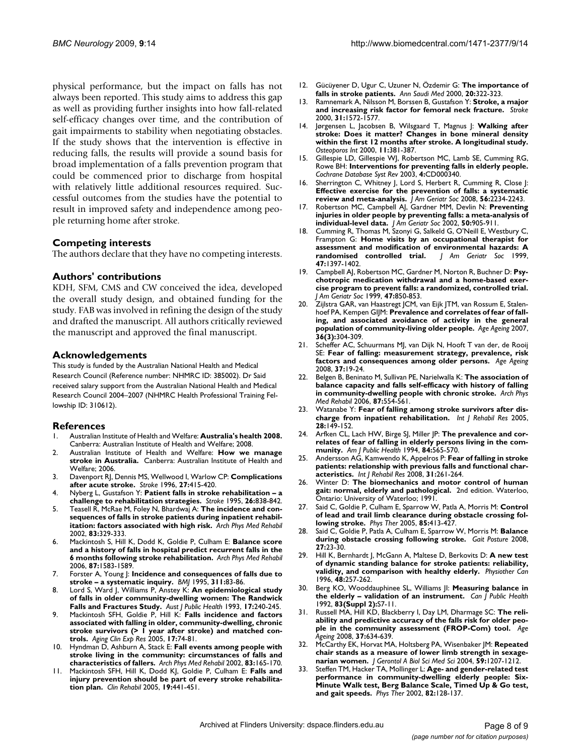physical performance, but the impact on falls has not always been reported. This study aims to address this gap as well as providing further insights into how fall-related self-efficacy changes over time, and the contribution of gait impairments to stability when negotiating obstacles. If the study shows that the intervention is effective in reducing falls, the results will provide a sound basis for broad implementation of a falls prevention program that could be commenced prior to discharge from hospital with relatively little additional resources required. Successful outcomes from the studies have the potential to result in improved safety and independence among people returning home after stroke.

## Competing interests

The authors declare that they have no competing interests.

## Authors' contributions

KDH, SFM, CMS and CW conceived the idea, developed the overall study design, and obtained funding for the study. FAB was involved in refining the design of the study and drafted the manuscript. All authors critically reviewed the manuscript and approved the final manuscript.

## Acknowledgements

This study is funded by the Australian National Health and Medical Research Council (Reference number: NHMRC ID: 385002). Dr Said received salary support from the Australian National Health and Medical Research Council 2004–2007 (NHMRC Health Professional Training Fellowship ID: 310612).

## References

1. Australian Institute of Health and Welfare: **Australia's health 2008.** Canberra: Australian Institute of Health and Welfare; 2008.
2. Australian Institute of Health and Welfare: **How we manage stroke in Australia.** Canberra: Australian Institute of Health and Welfare; 2006.
3. Davenport RJ, Dennis MS, Wellwood I, Warlow CP: **Complications after acute stroke.** *Stroke* 1996, **27:**415-420.
4. Nyberg L, Gustafson Y: **Patient falls in stroke rehabilitation – a challenge to rehabilitation strategies.** *Stroke* 1995, **26:**838-842.
5. Teasell R, McRae M, Foley N, Bhardwaj A: **The incidence and consequences of falls in stroke patients during inpatient rehabilitation: factors associated with high risk.** *Arch Phys Med Rehabil* 2002, **83:**329-333.
6. Mackintosh S, Hill K, Dodd K, Goldie P, Culham E: **Balance score and a history of falls in hospital predict recurrent falls in the 6 months following stroke rehabilitation.** *Arch Phys Med Rehabil* 2006, **87:**1583-1589.
7. Forster A, Young J: **Incidence and consequences of falls due to stroke – a systematic inquiry.** *BMJ* 1995, **311:**83-86.
8. Lord S, Ward J, Williams P, Anstey K: **An epidemiological study of falls in older community-dwelling women: The Randwick Falls and Fractures Study.** *Aust J Public Health* 1993, **17:**240-245.
9. Mackintosh SFH, Goldie P, Hill K: **Falls incidence and factors associated with falling in older, community-dwelling, chronic stroke survivors (> 1 year after stroke) and matched controls.** *Aging Clin Exp Res* 2005, **17:**74-81.
10. Hyndman D, Ashburn A, Stack E: **Fall events among people with stroke living in the community: circumstances of falls and characteristics of fallers.** *Arch Phys Med Rehabil* 2002, **83:**165-170.
11. Mackintosh SFH, Hill K, Dodd KJ, Goldie P, Culham E: **Falls and injury prevention should be part of every stroke rehabilitation plan.** *Clin Rehabil* 2005, **19:**441-451.
12. Gücüyener D, Ugur C, Uzuner N, Özdemir G: **The importance of falls in stroke patients.** *Ann Saudi Med* 2000, **20:**322-323.
13. Ramnemark A, Nilsson M, Borssen B, Gustafson Y: **Stroke, a major and increasing risk factor for femoral neck fracture.** *Stroke* 2000, **31:**1572-1577.
14. Jørgensen L, Jacobsen B, Wilsgaard T, Magnus J: **Walking after stroke: Does it matter? Changes in bone mineral density within the first 12 months after stroke. A longitudinal study.** *Osteoporos Int* 2000, **11:**381-387.
15. Gillespie LD, Gillespie WJ, Robertson MC, Lamb SE, Cumming RG, Rowe BH: **Interventions for preventing falls in elderly people.** *Cochrane Database Syst Rev* 2003, **4:**CD000340.
16. Sherrington C, Whitney J, Lord S, Herbert R, Cumming R, Close J: **Effective exercise for the prevention of falls: a systematic review and meta-analysis.** *J Am Geriatr Soc* 2008, **56:**2234-2243.
17. Robertson MC, Campbell AJ, Gardner MM, Devlin N: **Preventing injuries in older people by preventing falls: a meta-analysis of individual-level data.** *J Am Geriatr Soc* 2002, **50:**905-911.
18. Cumming R, Thomas M, Szonyi G, Salkeld G, O'Neill E, Westbury C, Frampton G: **Home visits by an occupational therapist for assessment and modification of environmental hazards: A randomised controlled trial.** *J Am Geriatr Soc* 1999, **47:**1397-1402.
19. Campbell AJ, Robertson MC, Gardner M, Norton R, Buchner D: **Psychotropic medication withdrawal and a home-based exercise program to prevent falls: a randomized, controlled trial.** *J Am Geriatr Soc* 1999, **47:**850-853.
20. Zijlstra GAR, van Haastregt JCM, van Eijk JTM, van Rossum E, Stalenhoef PA, Kempen GIJM: **Prevalence and correlates of fear of falling, and associated avoidance of activity in the general population of community-living older people.** *Age Ageing* 2007, **36(3):**304-309.
21. Scheffer AC, Schuurmans MJ, van Dijk N, Hooft T van der, de Rooij SE: **Fear of falling: measurement strategy, prevalence, risk factors and consequences among older persons.** *Age Ageing* 2008, **37:**19-24.
22. Belgen B, Beninato M, Sullivan PE, Narielwalla K: **The association of balance capacity and falls self-efficacy with history of falling in community-dwelling people with chronic stroke.** *Arch Phys Med Rehabil* 2006, **87:**554-561.
23. Watanabe Y: **Fear of falling among stroke survivors after discharge from inpatient rehabilitation.** *Int J Rehabil Res* 2005, **28:**149-152.
24. Arfken CL, Lach HW, Birge SJ, Miller JP: **The prevalence and correlates of fear of falling in elderly persons living in the community.** *Am J Public Health* 1994, **84:**565-570.
25. Andersson AG, Kamwendo K, Appelros P: **Fear of falling in stroke patients: relationship with previous falls and functional characteristics.** *Int J Rehabil Res* 2008, **31:**261-264.
26. Winter D: **The biomechanics and motor control of human gait: normal, elderly and pathological.** 2nd edition. Waterloo, Ontario: University of Waterloo; 1991.
27. Said C, Goldie P, Culham E, Sparrow W, Patla A, Morris M: **Control of lead and trail limb clearance during obstacle crossing following stroke.** *Phys Ther* 2005, **85:**413-427.
28. Said C, Goldie P, Patla A, Culham E, Sparrow W, Morris M: **Balance during obstacle crossing following stroke.** *Gait Posture* 2008, **27:**23-30.
29. Hill K, Bernhardt J, McGann A, Maltese D, Berkovits D: **A new test of dynamic standing balance for stroke patients: reliability, validity, and comparison with healthy elderly.** *Physiother Can* 1996, **48:**257-262.
30. Berg KO, Wooddauphinee SL, Williams JI: **Measuring balance in the elderly – validation of an instrument.** *Can J Public Health* 1992, **83(Suppl 2):**S7-11.
31. Russell MA, Hill KD, Blackberry I, Day LM, Dharmage SC: **The reliability and predictive accuracy of the falls risk for older people in the community assessment (FROP-Com) tool.** *Age Ageing* 2008, **37:**634-639.
32. McCarthy EK, Horvat MA, Holtsberg PA, Wisenbaker JM: **Repeated chair stands as a measure of lower limb strength in sexagenarian women.** *J Gerontol A Biol Sci Med Sci* 2004, **59:**1207-1212.
33. Steffen TM, Hacker TA, Mollinger L: **Age- and gender-related test performance in community-dwelling elderly people: Six-Minute Walk test, Berg Balance Scale, Timed Up & Go test, and gait speeds.** *Phys Ther* 2002, **82:**128-137.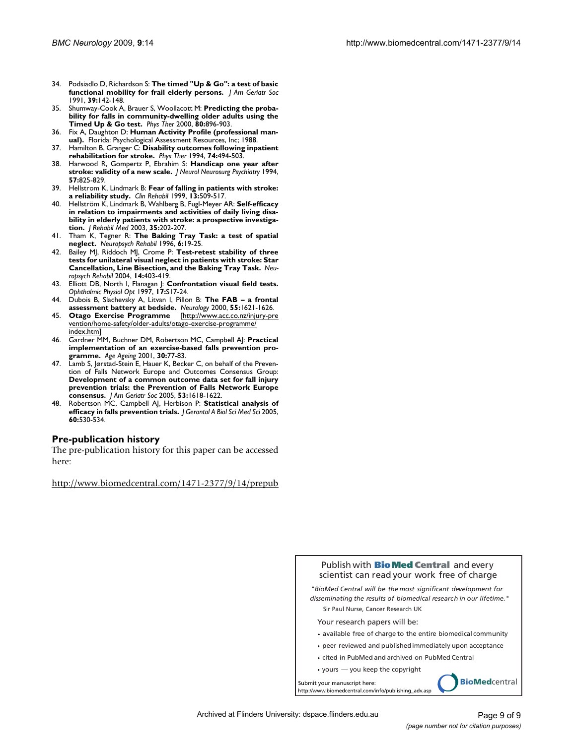34. Podsiadlo D, Richardson S: **The timed "Up & Go": a test of basic functional mobility for frail elderly persons.** *J Am Geriatr Soc* 1991, **39:**142-148.
35. Shumway-Cook A, Brauer S, Woollacott M: **Predicting the probability for falls in community-dwelling older adults using the Timed Up & Go test.** *Phys Ther* 2000, **80:**896-903.
36. Fix A, Daughton D: **Human Activity Profile (professional manual).** Florida: Psychological Assessment Resources, Inc; 1988.
37. Hamilton B, Granger C: **Disability outcomes following inpatient rehabilitation for stroke.** *Phys Ther* 1994, **74:**494-503.
38. Harwood R, Gompertz P, Ebrahim S: **Handicap one year after stroke: validity of a new scale.** *J Neurol Neurosurg Psychiatry* 1994, **57:**825-829.
39. Hellstrom K, Lindmark B: **Fear of falling in patients with stroke: a reliability study.** *Clin Rehabil* 1999, **13:**509-517.
40. Hellström K, Lindmark B, Wahlberg B, Fugl-Meyer AR: **Self-efficacy in relation to impairments and activities of daily living disability in elderly patients with stroke: a prospective investigation.** *J Rehabil Med* 2003, **35:**202-207.
41. Tham K, Tegner R: **The Baking Tray Task: a test of spatial neglect.** *Neuropsych Rehabil* 1996, **6:**19-25.
42. Bailey MJ, Riddoch MJ, Crome P: **Test-retest stability of three tests for unilateral visual neglect in patients with stroke: Star Cancellation, Line Bisection, and the Baking Tray Task.** *Neuropsych Rehabil* 2004, **14:**403-419.
43. Elliott DB, North I, Flanagan J: **Confrontation visual field tests.** *Ophthalmic Physiol Opt* 1997, **17:**S17-24.
44. Dubois B, Slachevsky A, Litvan I, Pillon B: **The FAB – a frontal assessment battery at bedside.** *Neurology* 2000, **55:**1621-1626.
45. **Otago Exercise Programme** [http://www.acc.co.nz/injury-prevention/home-safety/older-adults/otago-exercise-programme/index.htm]
46. Gardner MM, Buchner DM, Robertson MC, Campbell AJ: **Practical implementation of an exercise-based falls prevention programme.** *Age Ageing* 2001, **30:**77-83.
47. Lamb S, Jørstad-Stein E, Hauer K, Becker C, on behalf of the Prevention of Falls Network Europe and Outcomes Consensus Group: **Development of a common outcome data set for fall injury prevention trials: the Prevention of Falls Network Europe consensus.** *J Am Geriatr Soc* 2005, **53:**1618-1622.
48. Robertson MC, Campbell AJ, Herbison P: **Statistical analysis of efficacy in falls prevention trials.** *J Gerontol A Biol Sci Med Sci* 2005, **60:**530-534.

## Pre-publication history

The pre-publication history for this paper can be accessed here:

http://www.biomedcentral.com/1471-2377/9/14/prepub

Publish with **BioMed Central** and every scientist can read your work free of charge

*"BioMed Central will be the most significant development for disseminating the results of biomedical research in our lifetime."*

Sir Paul Nurse, Cancer Research UK

Your research papers will be:

- available free of charge to the entire biomedical community
- peer reviewed and published immediately upon acceptance
- cited in PubMed and archived on PubMed Central
- yours — you keep the copyright

Submit your manuscript here:
http://www.biomedcentral.com/info/publishing_adv.asp

**BioMed**central

Archived at Flinders University: dspace.flinders.edu.au